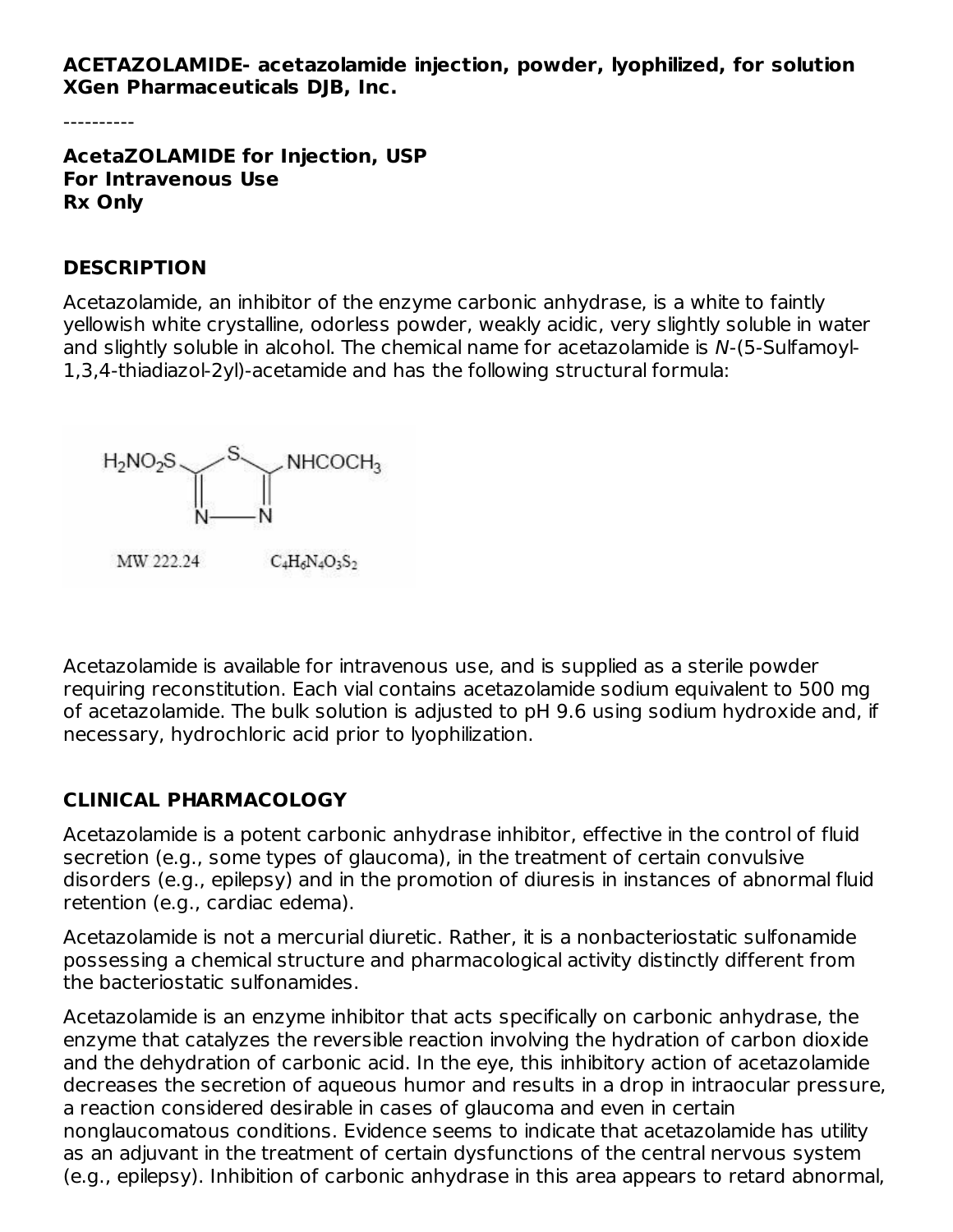**ACETAZOLAMIDE- acetazolamide injection, powder, lyophilized, for solution**
**XGen Pharmaceuticals DJB, Inc.**

----------

**AcetaZOLAMIDE for Injection, USP**
**For Intravenous Use**
**Rx Only**

## DESCRIPTION

Acetazolamide, an inhibitor of the enzyme carbonic anhydrase, is a white to faintly yellowish white crystalline, odorless powder, weakly acidic, very slightly soluble in water and slightly soluble in alcohol. The chemical name for acetazolamide is *N*-(5-Sulfamoyl-1,3,4-thiadiazol-2yl)-acetamide and has the following structural formula:

$H_2NO_2S$ – (1,3,4-thiadiazole ring) – $NHCOCH_3$

MW 222.24 $C_4H_6N_4O_3S_2$

Acetazolamide is available for intravenous use, and is supplied as a sterile powder requiring reconstitution. Each vial contains acetazolamide sodium equivalent to 500 mg of acetazolamide. The bulk solution is adjusted to pH 9.6 using sodium hydroxide and, if necessary, hydrochloric acid prior to lyophilization.

## CLINICAL PHARMACOLOGY

Acetazolamide is a potent carbonic anhydrase inhibitor, effective in the control of fluid secretion (e.g., some types of glaucoma), in the treatment of certain convulsive disorders (e.g., epilepsy) and in the promotion of diuresis in instances of abnormal fluid retention (e.g., cardiac edema).

Acetazolamide is not a mercurial diuretic. Rather, it is a nonbacteriostatic sulfonamide possessing a chemical structure and pharmacological activity distinctly different from the bacteriostatic sulfonamides.

Acetazolamide is an enzyme inhibitor that acts specifically on carbonic anhydrase, the enzyme that catalyzes the reversible reaction involving the hydration of carbon dioxide and the dehydration of carbonic acid. In the eye, this inhibitory action of acetazolamide decreases the secretion of aqueous humor and results in a drop in intraocular pressure, a reaction considered desirable in cases of glaucoma and even in certain nonglaucomatous conditions. Evidence seems to indicate that acetazolamide has utility as an adjuvant in the treatment of certain dysfunctions of the central nervous system (e.g., epilepsy). Inhibition of carbonic anhydrase in this area appears to retard abnormal,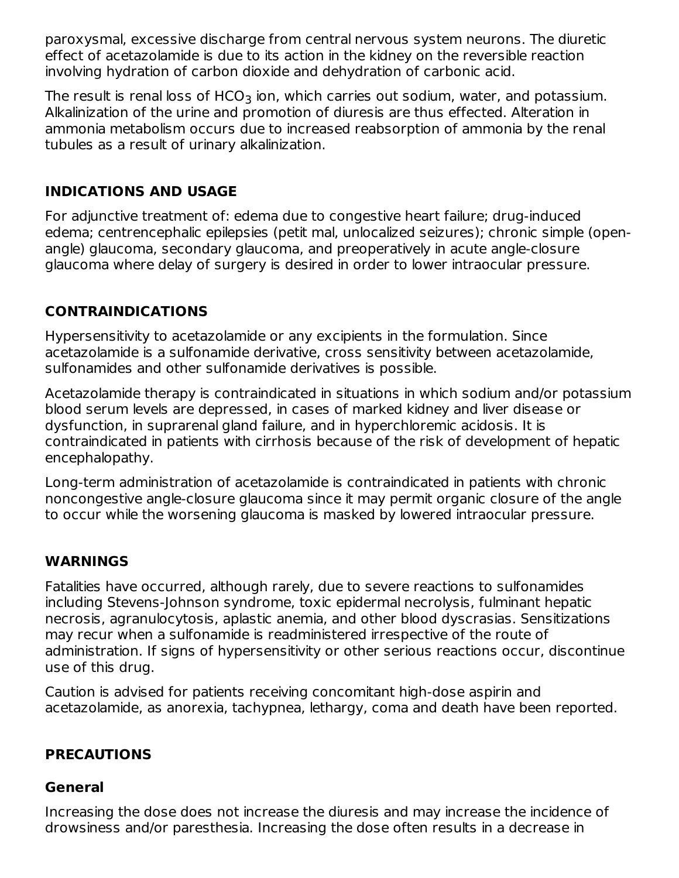paroxysmal, excessive discharge from central nervous system neurons. The diuretic effect of acetazolamide is due to its action in the kidney on the reversible reaction involving hydration of carbon dioxide and dehydration of carbonic acid.

The result is renal loss of $HCO_3$ ion, which carries out sodium, water, and potassium. Alkalinization of the urine and promotion of diuresis are thus effected. Alteration in ammonia metabolism occurs due to increased reabsorption of ammonia by the renal tubules as a result of urinary alkalinization.

## INDICATIONS AND USAGE

For adjunctive treatment of: edema due to congestive heart failure; drug-induced edema; centrencephalic epilepsies (petit mal, unlocalized seizures); chronic simple (open-angle) glaucoma, secondary glaucoma, and preoperatively in acute angle-closure glaucoma where delay of surgery is desired in order to lower intraocular pressure.

## CONTRAINDICATIONS

Hypersensitivity to acetazolamide or any excipients in the formulation. Since acetazolamide is a sulfonamide derivative, cross sensitivity between acetazolamide, sulfonamides and other sulfonamide derivatives is possible.

Acetazolamide therapy is contraindicated in situations in which sodium and/or potassium blood serum levels are depressed, in cases of marked kidney and liver disease or dysfunction, in suprarenal gland failure, and in hyperchloremic acidosis. It is contraindicated in patients with cirrhosis because of the risk of development of hepatic encephalopathy.

Long-term administration of acetazolamide is contraindicated in patients with chronic noncongestive angle-closure glaucoma since it may permit organic closure of the angle to occur while the worsening glaucoma is masked by lowered intraocular pressure.

## WARNINGS

Fatalities have occurred, although rarely, due to severe reactions to sulfonamides including Stevens-Johnson syndrome, toxic epidermal necrolysis, fulminant hepatic necrosis, agranulocytosis, aplastic anemia, and other blood dyscrasias. Sensitizations may recur when a sulfonamide is readministered irrespective of the route of administration. If signs of hypersensitivity or other serious reactions occur, discontinue use of this drug.

Caution is advised for patients receiving concomitant high-dose aspirin and acetazolamide, as anorexia, tachypnea, lethargy, coma and death have been reported.

## PRECAUTIONS

### General

Increasing the dose does not increase the diuresis and may increase the incidence of drowsiness and/or paresthesia. Increasing the dose often results in a decrease in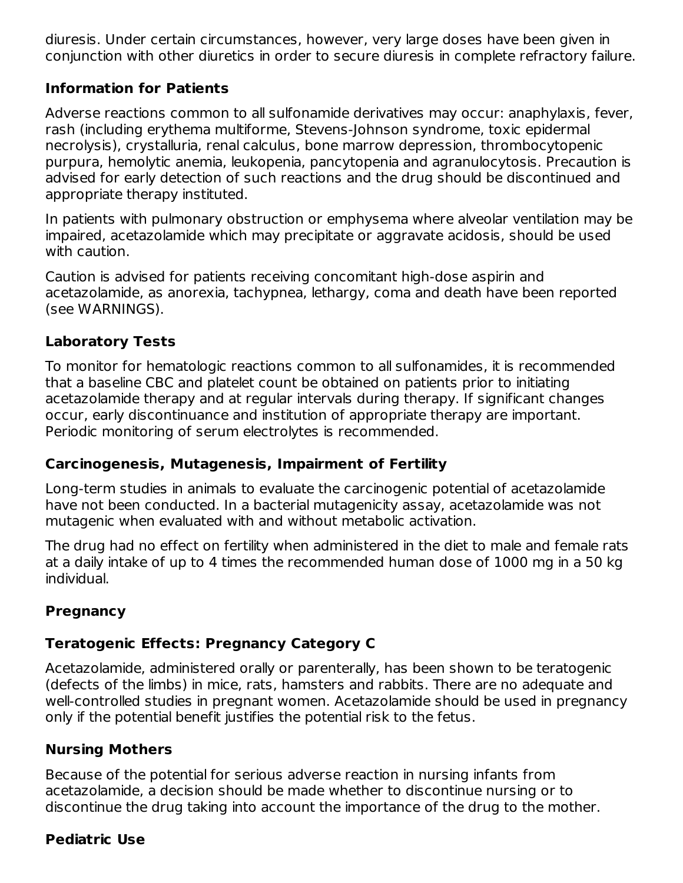diuresis. Under certain circumstances, however, very large doses have been given in conjunction with other diuretics in order to secure diuresis in complete refractory failure.

### Information for Patients

Adverse reactions common to all sulfonamide derivatives may occur: anaphylaxis, fever, rash (including erythema multiforme, Stevens-Johnson syndrome, toxic epidermal necrolysis), crystalluria, renal calculus, bone marrow depression, thrombocytopenic purpura, hemolytic anemia, leukopenia, pancytopenia and agranulocytosis. Precaution is advised for early detection of such reactions and the drug should be discontinued and appropriate therapy instituted.

In patients with pulmonary obstruction or emphysema where alveolar ventilation may be impaired, acetazolamide which may precipitate or aggravate acidosis, should be used with caution.

Caution is advised for patients receiving concomitant high-dose aspirin and acetazolamide, as anorexia, tachypnea, lethargy, coma and death have been reported (see WARNINGS).

### Laboratory Tests

To monitor for hematologic reactions common to all sulfonamides, it is recommended that a baseline CBC and platelet count be obtained on patients prior to initiating acetazolamide therapy and at regular intervals during therapy. If significant changes occur, early discontinuance and institution of appropriate therapy are important. Periodic monitoring of serum electrolytes is recommended.

### Carcinogenesis, Mutagenesis, Impairment of Fertility

Long-term studies in animals to evaluate the carcinogenic potential of acetazolamide have not been conducted. In a bacterial mutagenicity assay, acetazolamide was not mutagenic when evaluated with and without metabolic activation.

The drug had no effect on fertility when administered in the diet to male and female rats at a daily intake of up to 4 times the recommended human dose of 1000 mg in a 50 kg individual.

### Pregnancy

### Teratogenic Effects: Pregnancy Category C

Acetazolamide, administered orally or parenterally, has been shown to be teratogenic (defects of the limbs) in mice, rats, hamsters and rabbits. There are no adequate and well-controlled studies in pregnant women. Acetazolamide should be used in pregnancy only if the potential benefit justifies the potential risk to the fetus.

### Nursing Mothers

Because of the potential for serious adverse reaction in nursing infants from acetazolamide, a decision should be made whether to discontinue nursing or to discontinue the drug taking into account the importance of the drug to the mother.

### Pediatric Use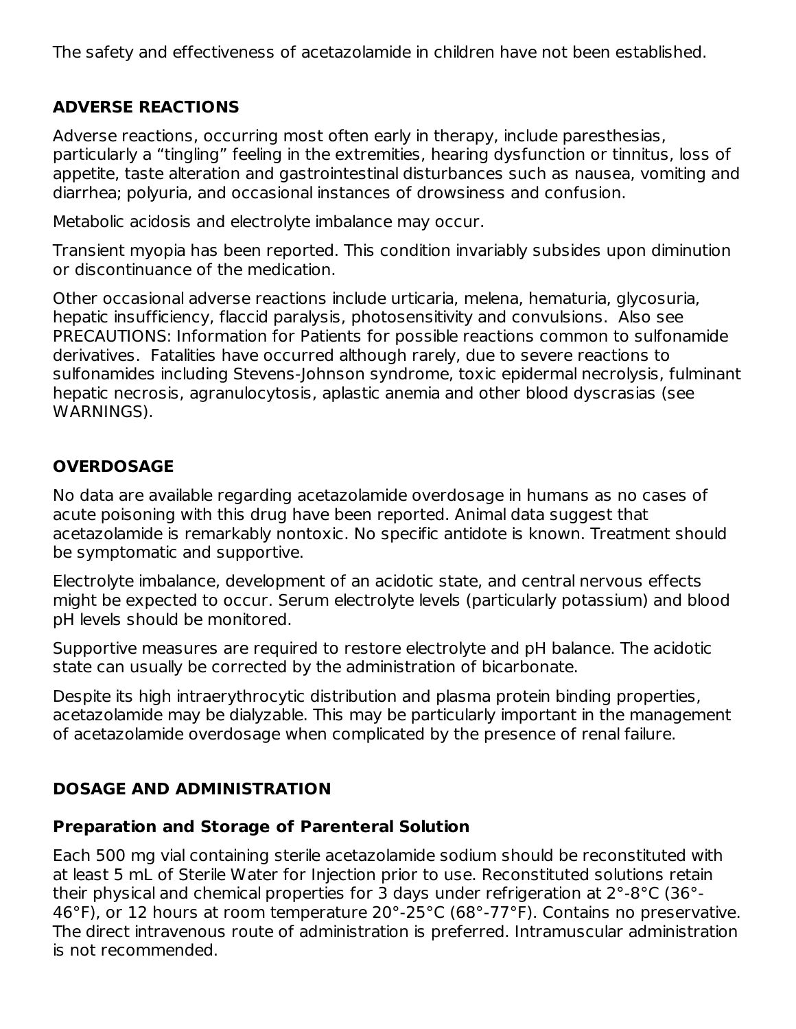The safety and effectiveness of acetazolamide in children have not been established.

## ADVERSE REACTIONS

Adverse reactions, occurring most often early in therapy, include paresthesias, particularly a "tingling" feeling in the extremities, hearing dysfunction or tinnitus, loss of appetite, taste alteration and gastrointestinal disturbances such as nausea, vomiting and diarrhea; polyuria, and occasional instances of drowsiness and confusion.

Metabolic acidosis and electrolyte imbalance may occur.

Transient myopia has been reported. This condition invariably subsides upon diminution or discontinuance of the medication.

Other occasional adverse reactions include urticaria, melena, hematuria, glycosuria, hepatic insufficiency, flaccid paralysis, photosensitivity and convulsions. Also see PRECAUTIONS: Information for Patients for possible reactions common to sulfonamide derivatives. Fatalities have occurred although rarely, due to severe reactions to sulfonamides including Stevens-Johnson syndrome, toxic epidermal necrolysis, fulminant hepatic necrosis, agranulocytosis, aplastic anemia and other blood dyscrasias (see WARNINGS).

## OVERDOSAGE

No data are available regarding acetazolamide overdosage in humans as no cases of acute poisoning with this drug have been reported. Animal data suggest that acetazolamide is remarkably nontoxic. No specific antidote is known. Treatment should be symptomatic and supportive.

Electrolyte imbalance, development of an acidotic state, and central nervous effects might be expected to occur. Serum electrolyte levels (particularly potassium) and blood pH levels should be monitored.

Supportive measures are required to restore electrolyte and pH balance. The acidotic state can usually be corrected by the administration of bicarbonate.

Despite its high intraerythrocytic distribution and plasma protein binding properties, acetazolamide may be dialyzable. This may be particularly important in the management of acetazolamide overdosage when complicated by the presence of renal failure.

## DOSAGE AND ADMINISTRATION

### Preparation and Storage of Parenteral Solution

Each 500 mg vial containing sterile acetazolamide sodium should be reconstituted with at least 5 mL of Sterile Water for Injection prior to use. Reconstituted solutions retain their physical and chemical properties for 3 days under refrigeration at 2°-8°C (36°-46°F), or 12 hours at room temperature 20°-25°C (68°-77°F). Contains no preservative. The direct intravenous route of administration is preferred. Intramuscular administration is not recommended.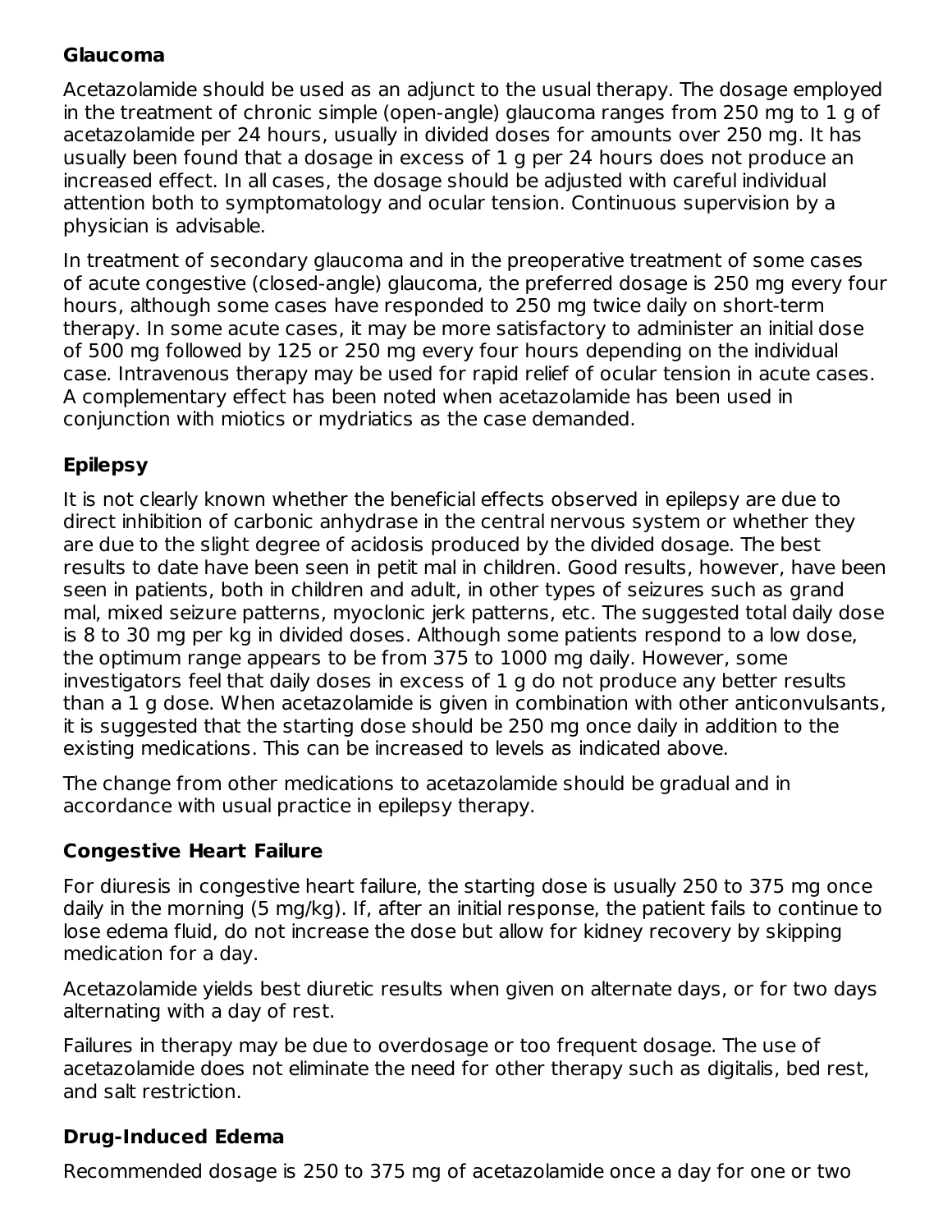### Glaucoma

Acetazolamide should be used as an adjunct to the usual therapy. The dosage employed in the treatment of chronic simple (open-angle) glaucoma ranges from 250 mg to 1 g of acetazolamide per 24 hours, usually in divided doses for amounts over 250 mg. It has usually been found that a dosage in excess of 1 g per 24 hours does not produce an increased effect. In all cases, the dosage should be adjusted with careful individual attention both to symptomatology and ocular tension. Continuous supervision by a physician is advisable.

In treatment of secondary glaucoma and in the preoperative treatment of some cases of acute congestive (closed-angle) glaucoma, the preferred dosage is 250 mg every four hours, although some cases have responded to 250 mg twice daily on short-term therapy. In some acute cases, it may be more satisfactory to administer an initial dose of 500 mg followed by 125 or 250 mg every four hours depending on the individual case. Intravenous therapy may be used for rapid relief of ocular tension in acute cases. A complementary effect has been noted when acetazolamide has been used in conjunction with miotics or mydriatics as the case demanded.

### Epilepsy

It is not clearly known whether the beneficial effects observed in epilepsy are due to direct inhibition of carbonic anhydrase in the central nervous system or whether they are due to the slight degree of acidosis produced by the divided dosage. The best results to date have been seen in petit mal in children. Good results, however, have been seen in patients, both in children and adult, in other types of seizures such as grand mal, mixed seizure patterns, myoclonic jerk patterns, etc. The suggested total daily dose is 8 to 30 mg per kg in divided doses. Although some patients respond to a low dose, the optimum range appears to be from 375 to 1000 mg daily. However, some investigators feel that daily doses in excess of 1 g do not produce any better results than a 1 g dose. When acetazolamide is given in combination with other anticonvulsants, it is suggested that the starting dose should be 250 mg once daily in addition to the existing medications. This can be increased to levels as indicated above.

The change from other medications to acetazolamide should be gradual and in accordance with usual practice in epilepsy therapy.

### Congestive Heart Failure

For diuresis in congestive heart failure, the starting dose is usually 250 to 375 mg once daily in the morning (5 mg/kg). If, after an initial response, the patient fails to continue to lose edema fluid, do not increase the dose but allow for kidney recovery by skipping medication for a day.

Acetazolamide yields best diuretic results when given on alternate days, or for two days alternating with a day of rest.

Failures in therapy may be due to overdosage or too frequent dosage. The use of acetazolamide does not eliminate the need for other therapy such as digitalis, bed rest, and salt restriction.

### Drug-Induced Edema

Recommended dosage is 250 to 375 mg of acetazolamide once a day for one or two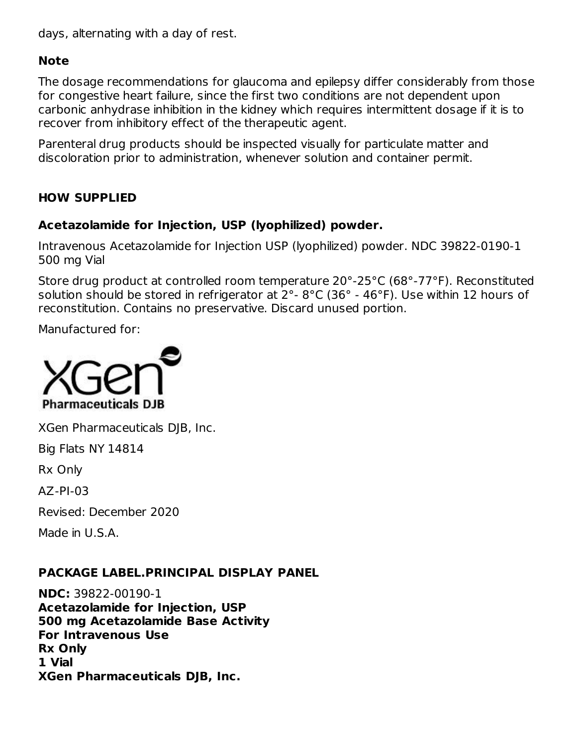days, alternating with a day of rest.

### Note

The dosage recommendations for glaucoma and epilepsy differ considerably from those for congestive heart failure, since the first two conditions are not dependent upon carbonic anhydrase inhibition in the kidney which requires intermittent dosage if it is to recover from inhibitory effect of the therapeutic agent.

Parenteral drug products should be inspected visually for particulate matter and discoloration prior to administration, whenever solution and container permit.

## HOW SUPPLIED

### Acetazolamide for Injection, USP (lyophilized) powder.

Intravenous Acetazolamide for Injection USP (lyophilized) powder. NDC 39822-0190-1 500 mg Vial

Store drug product at controlled room temperature 20°-25°C (68°-77°F). Reconstituted solution should be stored in refrigerator at 2°- 8°C (36° - 46°F). Use within 12 hours of reconstitution. Contains no preservative. Discard unused portion.

Manufactured for:

XGen Pharmaceuticals DJB

XGen Pharmaceuticals DJB, Inc.

Big Flats NY 14814

Rx Only

AZ-PI-03

Revised: December 2020

Made in U.S.A.

## PACKAGE LABEL.PRINCIPAL DISPLAY PANEL

**NDC:** 39822-00190-1
**Acetazolamide for Injection, USP**
**500 mg Acetazolamide Base Activity**
**For Intravenous Use**
**Rx Only**
**1 Vial**
**XGen Pharmaceuticals DJB, Inc.**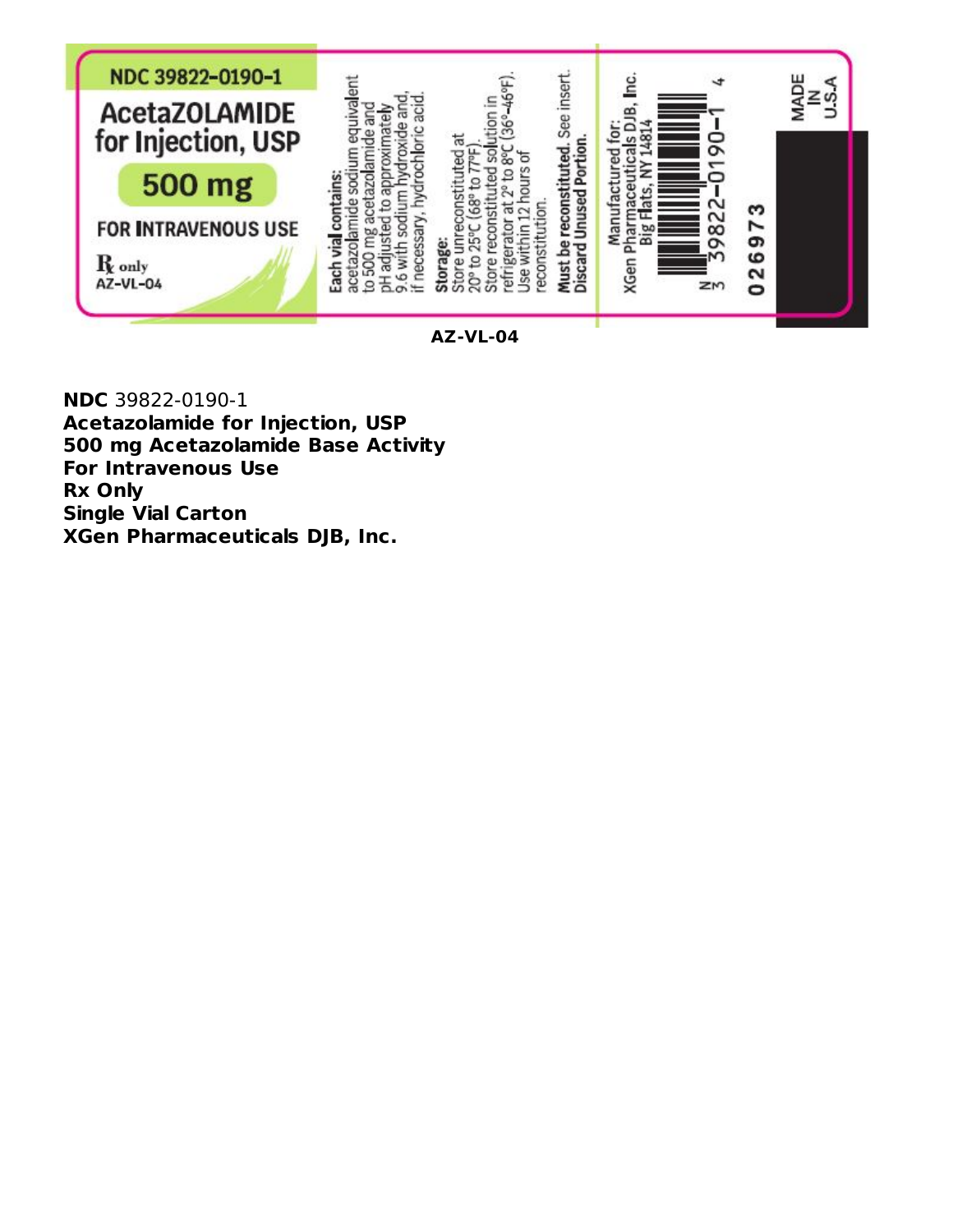NDC 39822-0190-1

AcetaZOLAMIDE for Injection, USP

500 mg

FOR INTRAVENOUS USE

℞ only

AZ-VL-04

**Each vial contains:** acetazolamide sodium equivalent to 500 mg acetazolamide and pH adjusted to approximately 9.6 with sodium hydroxide and, if necessary, hydrochloric acid.

**Storage:** Store unreconstituted at 20° to 25°C (68° to 77°F). Store reconstituted solution in refrigerator at 2° to 8°C (36°-46°F). Use within 12 hours of reconstitution.

**Must be reconstituted.** See insert. **Discard Unused Portion.**

Manufactured for: XGen Pharmaceuticals DJB, Inc. Big Flats, NY 14814

N 3 39822-0190-1 4

026973

MADE IN U.S.A

**AZ-VL-04**

**NDC** 39822-0190-1
**Acetazolamide for Injection, USP**
**500 mg Acetazolamide Base Activity**
**For Intravenous Use**
**Rx Only**
**Single Vial Carton**
**XGen Pharmaceuticals DJB, Inc.**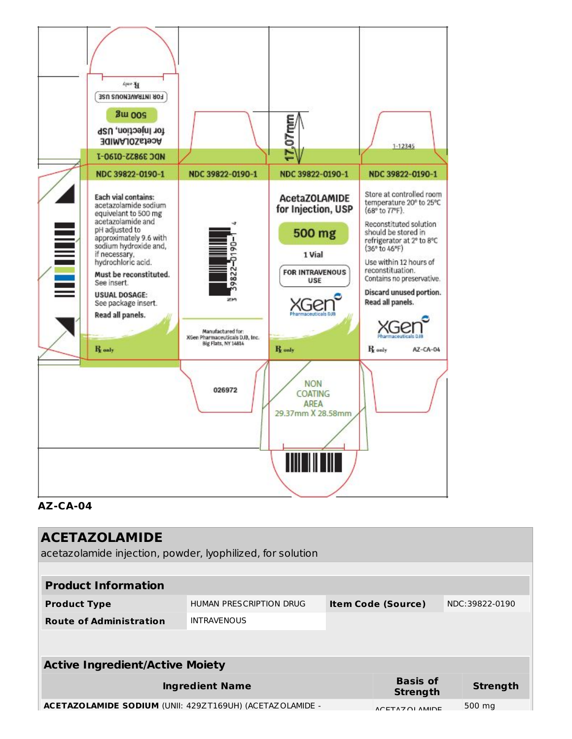NDC 39822-0190-1

AcetaZOLAMIDE for Injection, USP

500 mg

FOR INTRAVENOUS USE

℞ only

NDC 39822-0190-1

**Each vial contains:** acetazolamide sodium equivelant to 500 mg acetazolamide and pH adjusted to approximately 9.6 with sodium hydroxide and, if necessary, hydrochloric acid.

**Must be reconstituted.** See insert.

**USUAL DOSAGE:** See package insert.

**Read all panels.**

℞ only

NDC 39822-0190-1

3 39822-0190-1 4

Manufactured for:
XGen Pharmaceuticals DJB, Inc.
Big Flats, NY 14814

026972

NDC 39822-0190-1

AcetaZOLAMIDE for Injection, USP

500 mg

1 Vial

FOR INTRAVENOUS USE

XGen Pharmaceuticals DJB

℞ only

17.07mm

NON COATING AREA 29.37mm X 28.58mm

1-12345

NDC 39822-0190-1

Store at controlled room temperature 20° to 25°C (68° to 77°F).

Reconstituted solution should be stored in refrigerator at 2° to 8°C (36° to 46°F)

Use within 12 hours of reconstituation. Contains no preservative.

**Discard unused portion.**

**Read all panels.**

XGen Pharmaceuticals DJB

℞ only AZ-CA-04

**AZ-CA-04**

## ACETAZOLAMIDE

acetazolamide injection, powder, lyophilized, for solution

| **Product Information** | | | |
|---|---|---|---|
| **Product Type** | HUMAN PRESCRIPTION DRUG | **Item Code (Source)** | NDC:39822-0190 |
| **Route of Administration** | INTRAVENOUS | | |

| **Active Ingredient/Active Moiety** | | |
|---|---|---|
| **Ingredient Name** | **Basis of Strength** | **Strength** |
| **ACETAZOLAMIDE SODIUM** (UNII: 429ZT169UH) (ACETAZOLAMIDE - | ACETAZOLAMIDE | 500 mg |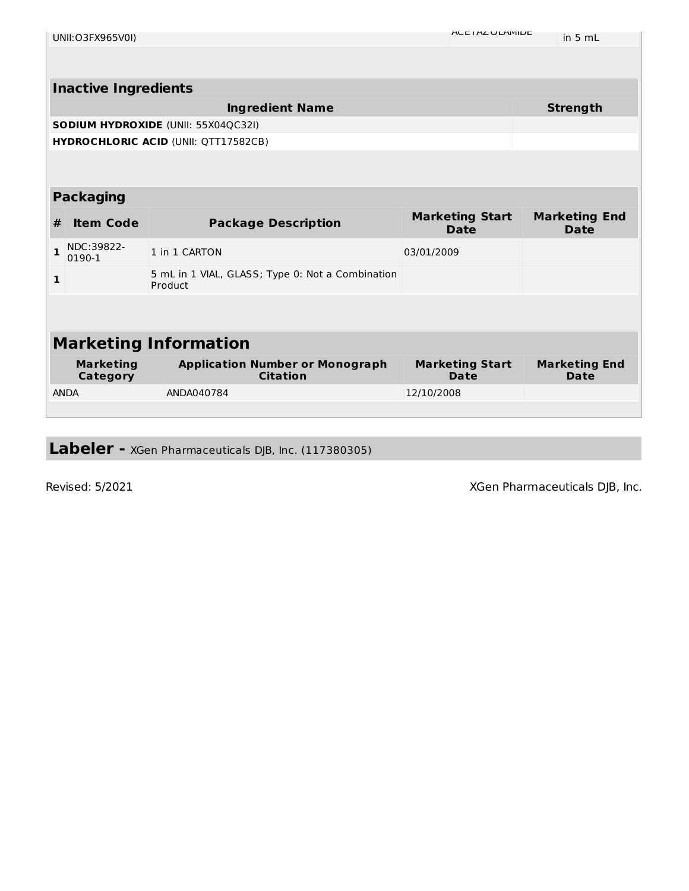| | | |
|---|---|---|
| UNII:O3FX965V0I) | ACETAZOLAMIDE | in 5 mL |

| Inactive Ingredients | |
|---|---|
| **Ingredient Name** | **Strength** |
| **SODIUM HYDROXIDE** (UNII: 55X04QC32I) | |
| **HYDROCHLORIC ACID** (UNII: QTT17582CB) | |

| Packaging | | | | |
|---|---|---|---|---|
| **#** | **Item Code** | **Package Description** | **Marketing Start Date** | **Marketing End Date** |
| **1** | NDC:39822-0190-1 | 1 in 1 CARTON | 03/01/2009 | |
| **1** | | 5 mL in 1 VIAL, GLASS; Type 0: Not a Combination Product | | |

| Marketing Information | | | |
|---|---|---|---|
| **Marketing Category** | **Application Number or Monograph Citation** | **Marketing Start Date** | **Marketing End Date** |
| ANDA | ANDA040784 | 12/10/2008 | |

## Labeler - XGen Pharmaceuticals DJB, Inc. (117380305)

Revised: 5/2021

XGen Pharmaceuticals DJB, Inc.